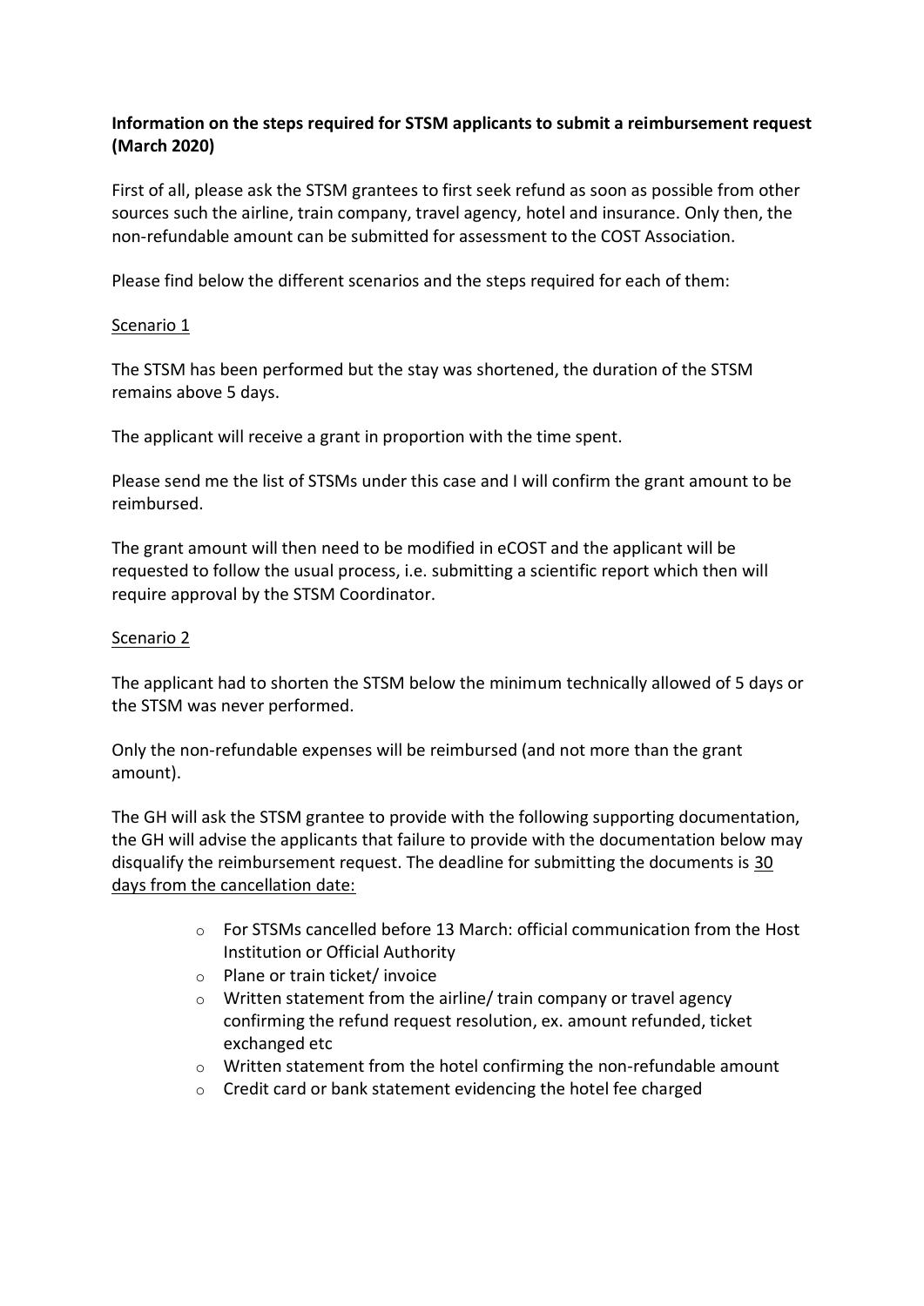**Information on the steps required for STSM applicants to submit a reimbursement request (March 2020)**

First of all, please ask the STSM grantees to first seek refund as soon as possible from other sources such the airline, train company, travel agency, hotel and insurance. Only then, the non-refundable amount can be submitted for assessment to the COST Association.

Please find below the different scenarios and the steps required for each of them:

<u>Scenario 1</u>

The STSM has been performed but the stay was shortened, the duration of the STSM remains above 5 days.

The applicant will receive a grant in proportion with the time spent.

Please send me the list of STSMs under this case and I will confirm the grant amount to be reimbursed.

The grant amount will then need to be modified in eCOST and the applicant will be requested to follow the usual process, i.e. submitting a scientific report which then will require approval by the STSM Coordinator.

<u>Scenario 2</u>

The applicant had to shorten the STSM below the minimum technically allowed of 5 days or the STSM was never performed.

Only the non-refundable expenses will be reimbursed (and not more than the grant amount).

The GH will ask the STSM grantee to provide with the following supporting documentation, the GH will advise the applicants that failure to provide with the documentation below may disqualify the reimbursement request. The deadline for submitting the documents is <u>30 days from the cancellation date:</u>

- For STSMs cancelled before 13 March: official communication from the Host Institution or Official Authority
- Plane or train ticket/ invoice
- Written statement from the airline/ train company or travel agency confirming the refund request resolution, ex. amount refunded, ticket exchanged etc
- Written statement from the hotel confirming the non-refundable amount
- Credit card or bank statement evidencing the hotel fee charged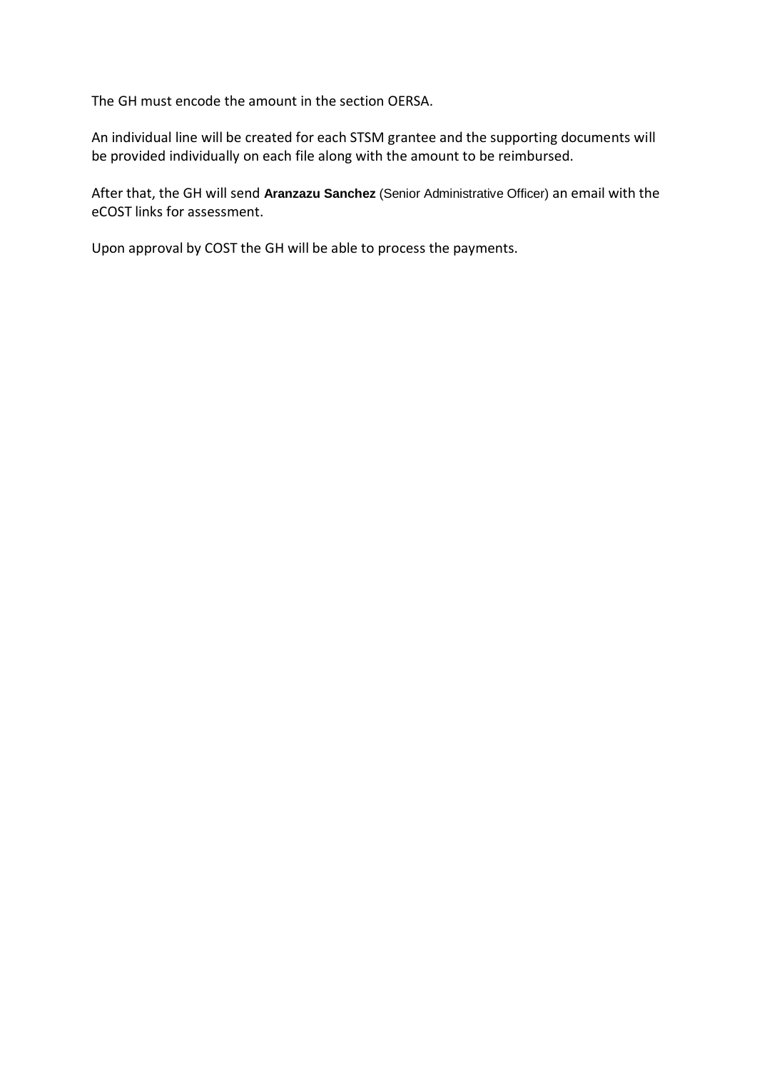The GH must encode the amount in the section OERSA.

An individual line will be created for each STSM grantee and the supporting documents will be provided individually on each file along with the amount to be reimbursed.

After that, the GH will send **Aranzazu Sanchez** (Senior Administrative Officer) an email with the eCOST links for assessment.

Upon approval by COST the GH will be able to process the payments.